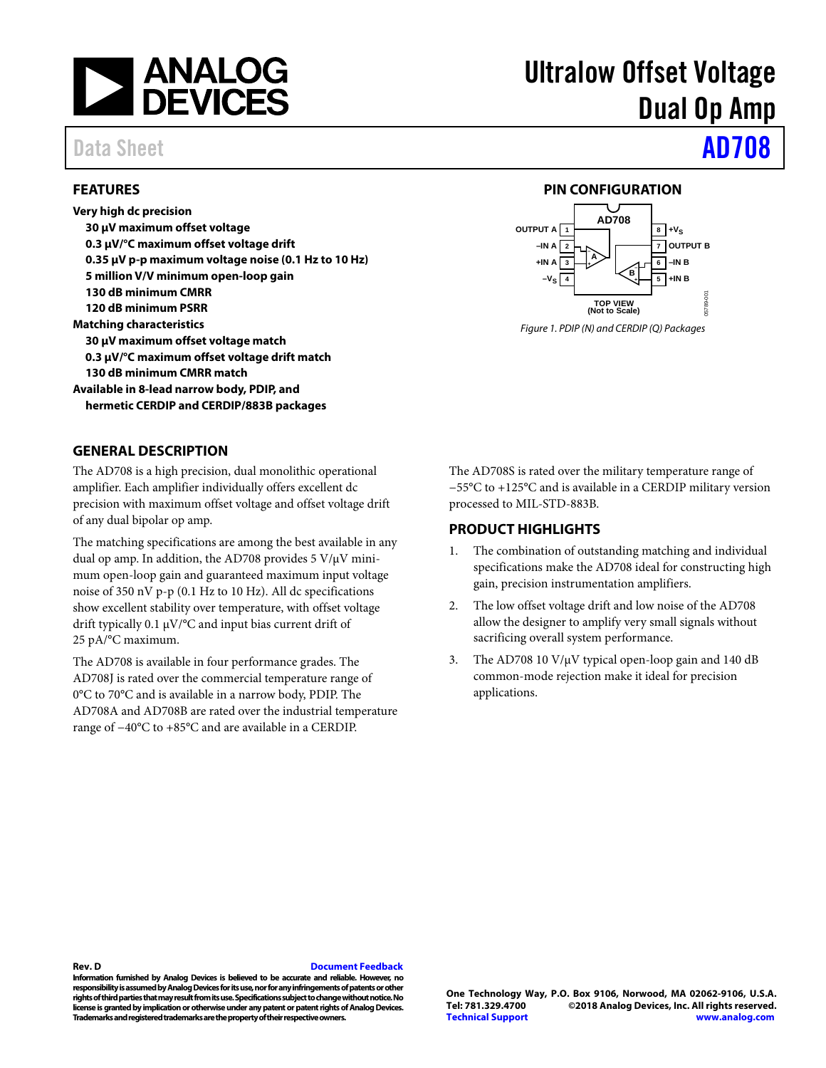# Ultralow Offset Voltage Dual Op Amp

Data Sheet **AD708**

## FEATURES

**Very high dc precision**
- **30 µV maximum offset voltage**
- **0.3 µV/°C maximum offset voltage drift**
- **0.35 µV p-p maximum voltage noise (0.1 Hz to 10 Hz)**
- **5 million V/V minimum open-loop gain**
- **130 dB minimum CMRR**
- **120 dB minimum PSRR**

**Matching characteristics**
- **30 µV maximum offset voltage match**
- **0.3 µV/°C maximum offset voltage drift match**
- **130 dB minimum CMRR match**

**Available in 8-lead narrow body, PDIP, and hermetic CERDIP and CERDIP/883B packages**

## PIN CONFIGURATION

Figure 1. PDIP (N) and CERDIP (Q) Packages

## GENERAL DESCRIPTION

The AD708 is a high precision, dual monolithic operational amplifier. Each amplifier individually offers excellent dc precision with maximum offset voltage and offset voltage drift of any dual bipolar op amp.

The matching specifications are among the best available in any dual op amp. In addition, the AD708 provides 5 V/µV minimum open-loop gain and guaranteed maximum input voltage noise of 350 nV p-p (0.1 Hz to 10 Hz). All dc specifications show excellent stability over temperature, with offset voltage drift typically 0.1 µV/°C and input bias current drift of 25 pA/°C maximum.

The AD708 is available in four performance grades. The AD708J is rated over the commercial temperature range of 0°C to 70°C and is available in a narrow body, PDIP. The AD708A and AD708B are rated over the industrial temperature range of −40°C to +85°C and are available in a CERDIP.

The AD708S is rated over the military temperature range of −55°C to +125°C and is available in a CERDIP military version processed to MIL-STD-883B.

## PRODUCT HIGHLIGHTS

1. The combination of outstanding matching and individual specifications make the AD708 ideal for constructing high gain, precision instrumentation amplifiers.
2. The low offset voltage drift and low noise of the AD708 allow the designer to amplify very small signals without sacrificing overall system performance.
3. The AD708 10 V/µV typical open-loop gain and 140 dB common-mode rejection make it ideal for precision applications.

**Rev. D** Document Feedback

**Information furnished by Analog Devices is believed to be accurate and reliable. However, no responsibility is assumed by Analog Devices for its use, nor for any infringements of patents or other rights of third parties that may result from its use. Specifications subject to change without notice. No license is granted by implication or otherwise under any patent or patent rights of Analog Devices. Trademarks and registered trademarks are the property of their respective owners.**

**One Technology Way, P.O. Box 9106, Norwood, MA 02062-9106, U.S.A.**
**Tel: 781.329.4700 ©2018 Analog Devices, Inc. All rights reserved.**
**Technical Support www.analog.com**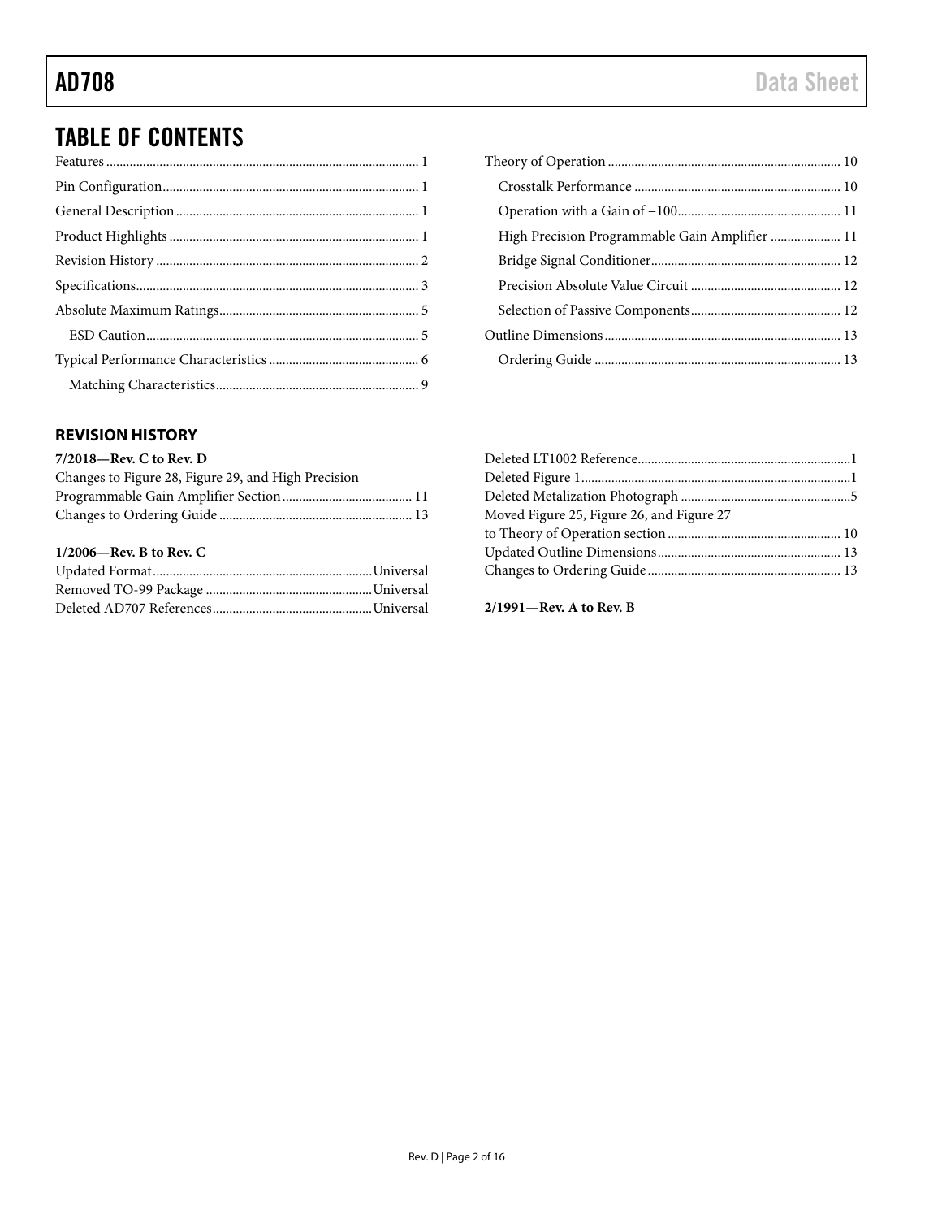# TABLE OF CONTENTS

Features ... 1
Pin Configuration ... 1
General Description ... 1
Product Highlights ... 1
Revision History ... 2
Specifications ... 3
Absolute Maximum Ratings ... 5
  ESD Caution ... 5
Typical Performance Characteristics ... 6
  Matching Characteristics ... 9
Theory of Operation ... 10
  Crosstalk Performance ... 10
  Operation with a Gain of −100 ... 11
  High Precision Programmable Gain Amplifier ... 11
  Bridge Signal Conditioner ... 12
  Precision Absolute Value Circuit ... 12
  Selection of Passive Components ... 12
Outline Dimensions ... 13
  Ordering Guide ... 13

## REVISION HISTORY

**7/2018—Rev. C to Rev. D**

Changes to Figure 28, Figure 29, and High Precision Programmable Gain Amplifier Section ... 11
Changes to Ordering Guide ... 13

**1/2006—Rev. B to Rev. C**

Updated Format ... Universal
Removed TO-99 Package ... Universal
Deleted AD707 References ... Universal
Deleted LT1002 Reference ... 1
Deleted Figure 1 ... 1
Deleted Metalization Photograph ... 5
Moved Figure 25, Figure 26, and Figure 27 to Theory of Operation section ... 10
Updated Outline Dimensions ... 13
Changes to Ordering Guide ... 13

**2/1991—Rev. A to Rev. B**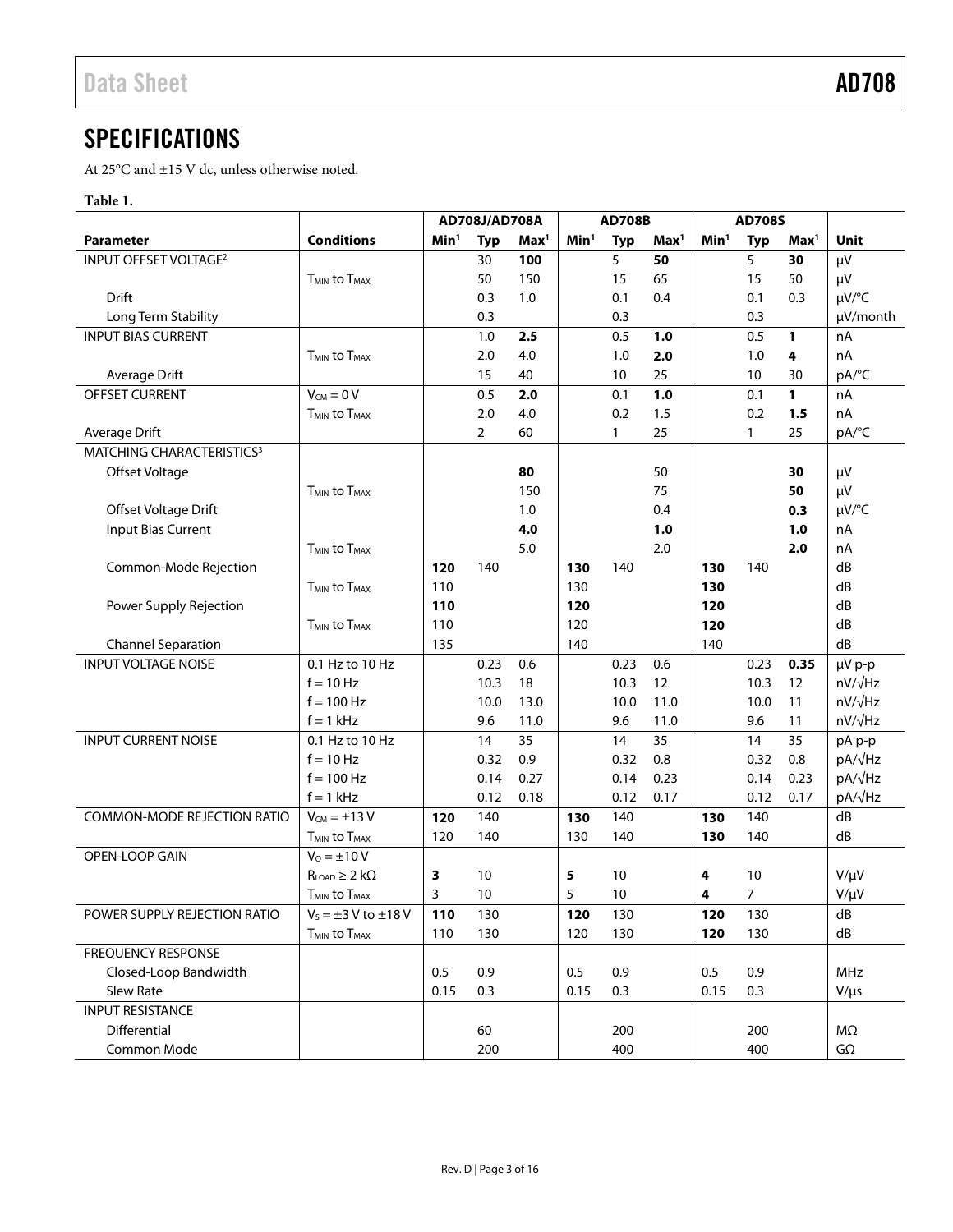## SPECIFICATIONS

At 25°C and ±15 V dc, unless otherwise noted.

**Table 1.**

| | | AD708J/AD708A | | | AD708B | | | AD708S | | | |
|---|---|---|---|---|---|---|---|---|---|---|---|
| **Parameter** | **Conditions** | **Min[1]** | **Typ** | **Max[1]** | **Min[1]** | **Typ** | **Max[1]** | **Min[1]** | **Typ** | **Max[1]** | **Unit** |
| INPUT OFFSET VOLTAGE[2] | | | 30 | **100** | | 5 | **50** | | 5 | **30** | μV |
| | $T_{MIN}$ to $T_{MAX}$ | | 50 | 150 | | 15 | 65 | | 15 | 50 | μV |
| Drift | | | 0.3 | 1.0 | | 0.1 | 0.4 | | 0.1 | 0.3 | μV/°C |
| Long Term Stability | | | 0.3 | | | 0.3 | | | 0.3 | | μV/month |
| INPUT BIAS CURRENT | | | 1.0 | **2.5** | | 0.5 | **1.0** | | 0.5 | **1** | nA |
| | $T_{MIN}$ to $T_{MAX}$ | | 2.0 | 4.0 | | 1.0 | **2.0** | | 1.0 | **4** | nA |
| Average Drift | | | 15 | 40 | | 10 | 25 | | 10 | 30 | pA/°C |
| OFFSET CURRENT | $V_{CM}$ = 0 V | | 0.5 | **2.0** | | 0.1 | **1.0** | | 0.1 | **1** | nA |
| | $T_{MIN}$ to $T_{MAX}$ | | 2.0 | 4.0 | | 0.2 | 1.5 | | 0.2 | **1.5** | nA |
| Average Drift | | | 2 | 60 | | 1 | 25 | | 1 | 25 | pA/°C |
| MATCHING CHARACTERISTICS[3] | | | | | | | | | | | |
| Offset Voltage | | | | **80** | | | 50 | | | **30** | μV |
| | $T_{MIN}$ to $T_{MAX}$ | | | 150 | | | 75 | | | **50** | μV |
| Offset Voltage Drift | | | | 1.0 | | | 0.4 | | | **0.3** | μV/°C |
| Input Bias Current | | | | **4.0** | | | **1.0** | | | **1.0** | nA |
| | $T_{MIN}$ to $T_{MAX}$ | | | 5.0 | | | 2.0 | | | **2.0** | nA |
| Common-Mode Rejection | | **120** | 140 | | **130** | 140 | | **130** | 140 | | dB |
| | $T_{MIN}$ to $T_{MAX}$ | 110 | | | 130 | | | **130** | | | dB |
| Power Supply Rejection | | **110** | | | **120** | | | **120** | | | dB |
| | $T_{MIN}$ to $T_{MAX}$ | 110 | | | 120 | | | **120** | | | dB |
| Channel Separation | | 135 | | | 140 | | | 140 | | | dB |
| INPUT VOLTAGE NOISE | 0.1 Hz to 10 Hz | | 0.23 | 0.6 | | 0.23 | 0.6 | | 0.23 | **0.35** | μV p-p |
| | f = 10 Hz | | 10.3 | 18 | | 10.3 | 12 | | 10.3 | 12 | nV/√Hz |
| | f = 100 Hz | | 10.0 | 13.0 | | 10.0 | 11.0 | | 10.0 | 11 | nV/√Hz |
| | f = 1 kHz | | 9.6 | 11.0 | | 9.6 | 11.0 | | 9.6 | 11 | nV/√Hz |
| INPUT CURRENT NOISE | 0.1 Hz to 10 Hz | | 14 | 35 | | 14 | 35 | | 14 | 35 | pA p-p |
| | f = 10 Hz | | 0.32 | 0.9 | | 0.32 | 0.8 | | 0.32 | 0.8 | pA/√Hz |
| | f = 100 Hz | | 0.14 | 0.27 | | 0.14 | 0.23 | | 0.14 | 0.23 | pA/√Hz |
| | f = 1 kHz | | 0.12 | 0.18 | | 0.12 | 0.17 | | 0.12 | 0.17 | pA/√Hz |
| COMMON-MODE REJECTION RATIO | $V_{CM}$ = ±13 V | **120** | 140 | | **130** | 140 | | **130** | 140 | | dB |
| | $T_{MIN}$ to $T_{MAX}$ | 120 | 140 | | 130 | 140 | | **130** | 140 | | dB |
| OPEN-LOOP GAIN | $V_O$ = ±10 V | | | | | | | | | | |
| | $R_{LOAD}$ ≥ 2 kΩ | **3** | 10 | | **5** | 10 | | **4** | 10 | | V/μV |
| | $T_{MIN}$ to $T_{MAX}$ | 3 | 10 | | 5 | 10 | | **4** | 7 | | V/μV |
| POWER SUPPLY REJECTION RATIO | $V_S$ = ±3 V to ±18 V | **110** | 130 | | **120** | 130 | | **120** | 130 | | dB |
| | $T_{MIN}$ to $T_{MAX}$ | 110 | 130 | | 120 | 130 | | **120** | 130 | | dB |
| FREQUENCY RESPONSE | | | | | | | | | | | |
| Closed-Loop Bandwidth | | 0.5 | 0.9 | | 0.5 | 0.9 | | 0.5 | 0.9 | | MHz |
| Slew Rate | | 0.15 | 0.3 | | 0.15 | 0.3 | | 0.15 | 0.3 | | V/μs |
| INPUT RESISTANCE | | | | | | | | | | | |
| Differential | | | 60 | | | 200 | | | 200 | | MΩ |
| Common Mode | | | 200 | | | 400 | | | 400 | | GΩ |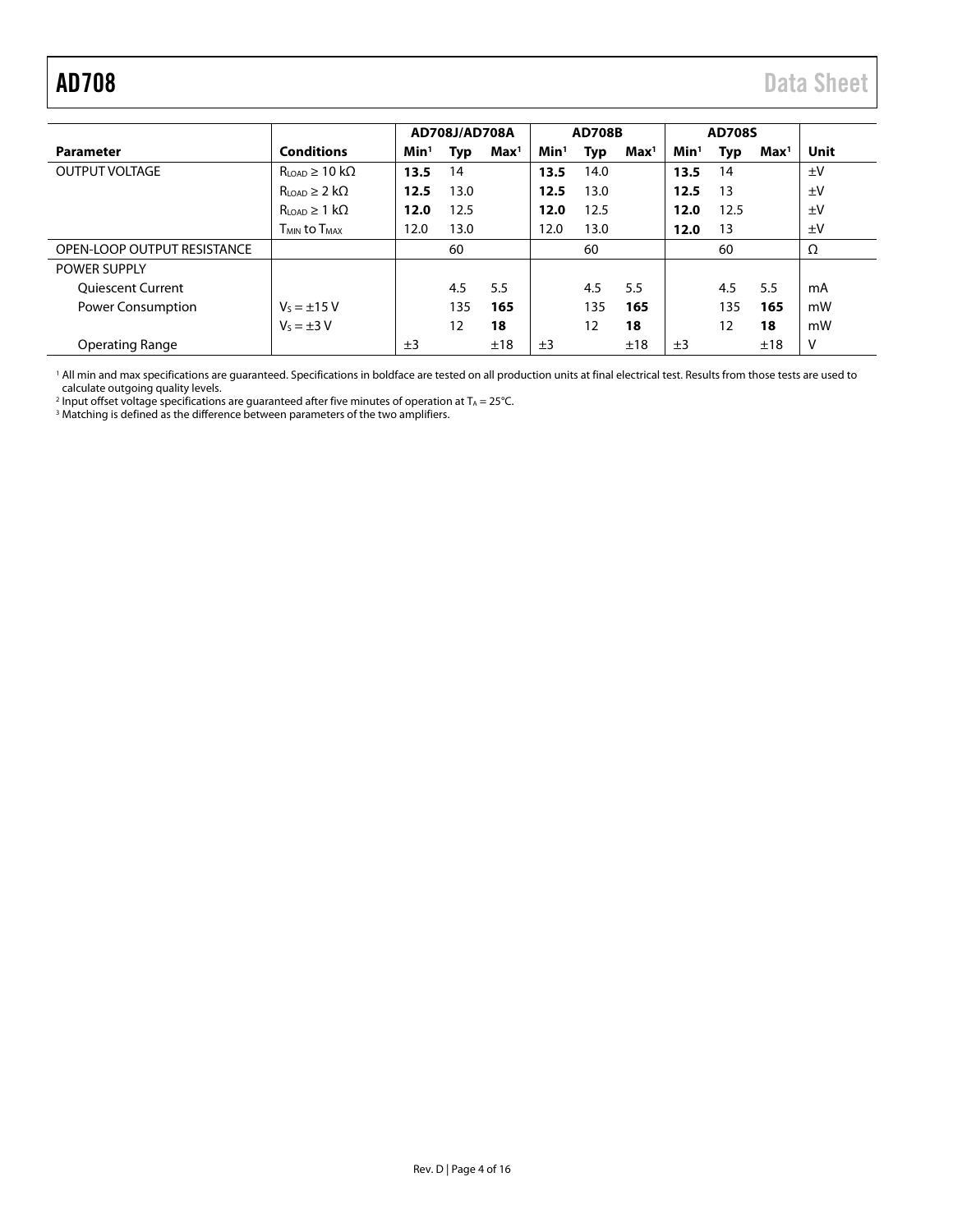| | | AD708J/AD708A | | | AD708B | | | AD708S | | | |
|---|---|---|---|---|---|---|---|---|---|---|---|
| **Parameter** | **Conditions** | **Min**[1] | **Typ** | **Max**[1] | **Min**[1] | **Typ** | **Max**[1] | **Min**[1] | **Typ** | **Max**[1] | **Unit** |
| OUTPUT VOLTAGE | $R_{LOAD} \geq 10$ kΩ | **13.5** | 14 | | **13.5** | 14.0 | | **13.5** | 14 | | ±V |
| | $R_{LOAD} \geq 2$ kΩ | **12.5** | 13.0 | | **12.5** | 13.0 | | **12.5** | 13 | | ±V |
| | $R_{LOAD} \geq 1$ kΩ | **12.0** | 12.5 | | **12.0** | 12.5 | | **12.0** | 12.5 | | ±V |
| | $T_{MIN}$ to $T_{MAX}$ | 12.0 | 13.0 | | 12.0 | 13.0 | | **12.0** | 13 | | ±V |
| OPEN-LOOP OUTPUT RESISTANCE | | | 60 | | | 60 | | | 60 | | Ω |
| POWER SUPPLY | | | | | | | | | | | |
| Quiescent Current | | | 4.5 | 5.5 | | 4.5 | 5.5 | | 4.5 | 5.5 | mA |
| Power Consumption | $V_S = \pm 15$ V | | 135 | **165** | | 135 | **165** | | 135 | **165** | mW |
| | $V_S = \pm 3$ V | | 12 | **18** | | 12 | **18** | | 12 | **18** | mW |
| Operating Range | | ±3 | | ±18 | ±3 | | ±18 | ±3 | | ±18 | V |

[1] All min and max specifications are guaranteed. Specifications in boldface are tested on all production units at final electrical test. Results from those tests are used to calculate outgoing quality levels.
[2] Input offset voltage specifications are guaranteed after five minutes of operation at $T_A = 25°C$.
[3] Matching is defined as the difference between parameters of the two amplifiers.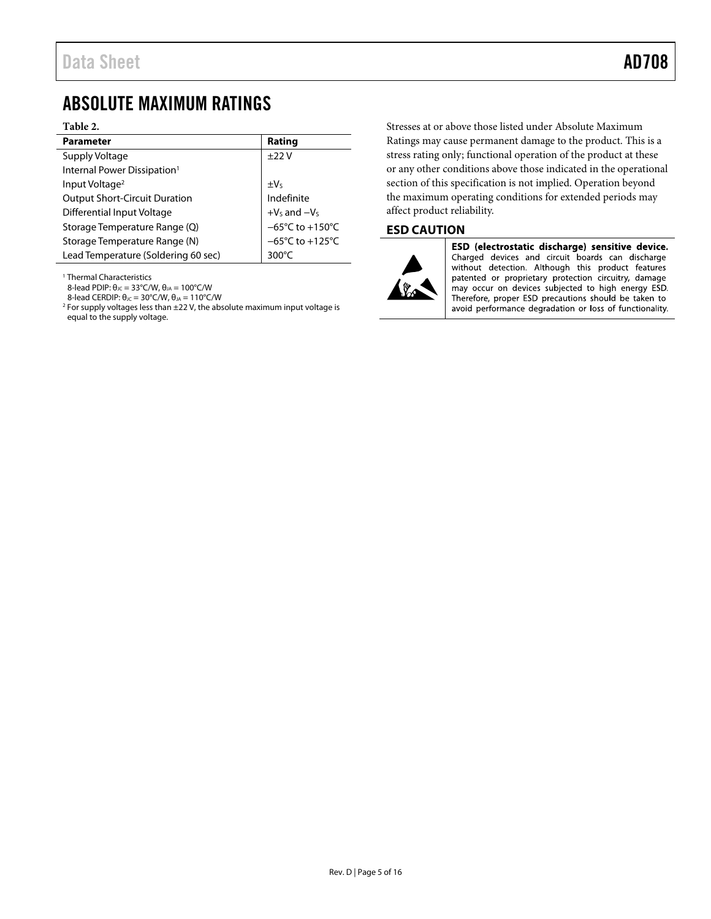# ABSOLUTE MAXIMUM RATINGS

**Table 2.**

| Parameter | Rating |
|---|---|
| Supply Voltage | ±22 V |
| Internal Power Dissipation[1] | |
| Input Voltage[2] | $\pm V_S$ |
| Output Short-Circuit Duration | Indefinite |
| Differential Input Voltage | $+V_S$ and $-V_S$ |
| Storage Temperature Range (Q) | −65°C to +150°C |
| Storage Temperature Range (N) | −65°C to +125°C |
| Lead Temperature (Soldering 60 sec) | 300°C |

[1] Thermal Characteristics
8-lead PDIP: $\theta_{JC}$ = 33°C/W, $\theta_{JA}$ = 100°C/W
8-lead CERDIP: $\theta_{JC}$ = 30°C/W, $\theta_{JA}$ = 110°C/W

[2] For supply voltages less than ±22 V, the absolute maximum input voltage is equal to the supply voltage.

Stresses at or above those listed under Absolute Maximum Ratings may cause permanent damage to the product. This is a stress rating only; functional operation of the product at these or any other conditions above those indicated in the operational section of this specification is not implied. Operation beyond the maximum operating conditions for extended periods may affect product reliability.

## ESD CAUTION

**ESD (electrostatic discharge) sensitive device.** Charged devices and circuit boards can discharge without detection. Although this product features patented or proprietary protection circuitry, damage may occur on devices subjected to high energy ESD. Therefore, proper ESD precautions should be taken to avoid performance degradation or loss of functionality.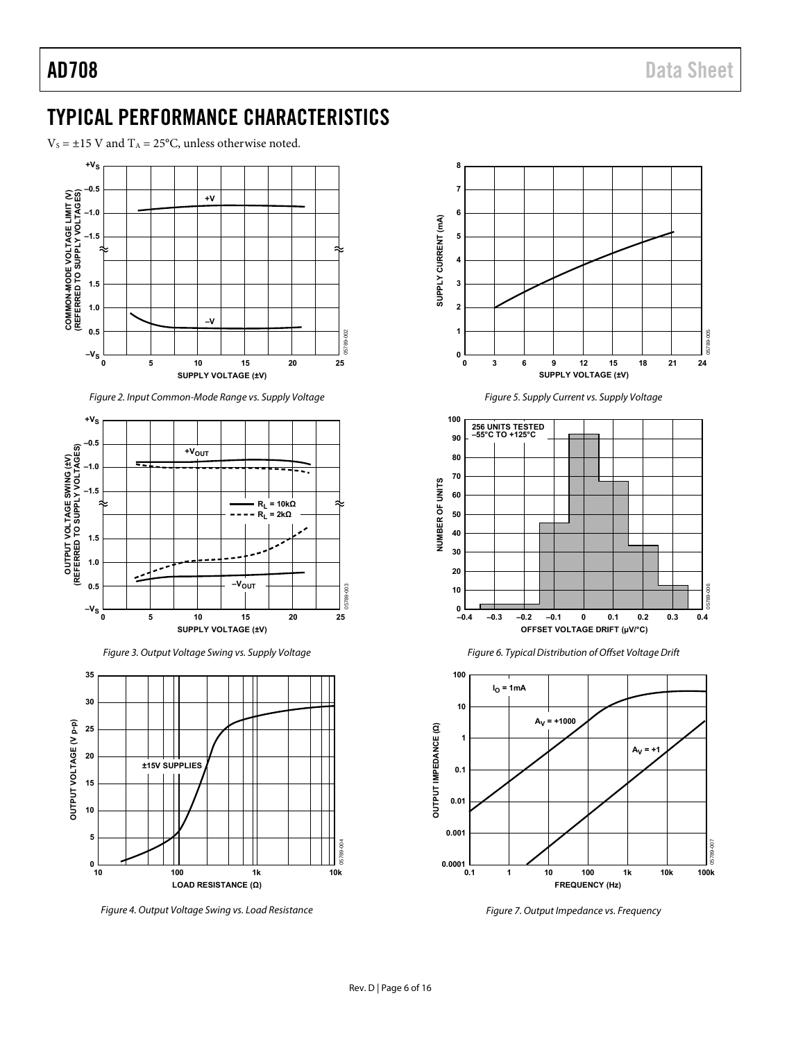## TYPICAL PERFORMANCE CHARACTERISTICS

$V_S = \pm15$ V and $T_A = 25°C$, unless otherwise noted.

Figure 2. Input Common-Mode Range vs. Supply Voltage

Figure 3. Output Voltage Swing vs. Supply Voltage

Figure 4. Output Voltage Swing vs. Load Resistance

Figure 5. Supply Current vs. Supply Voltage

Figure 6. Typical Distribution of Offset Voltage Drift

Figure 7. Output Impedance vs. Frequency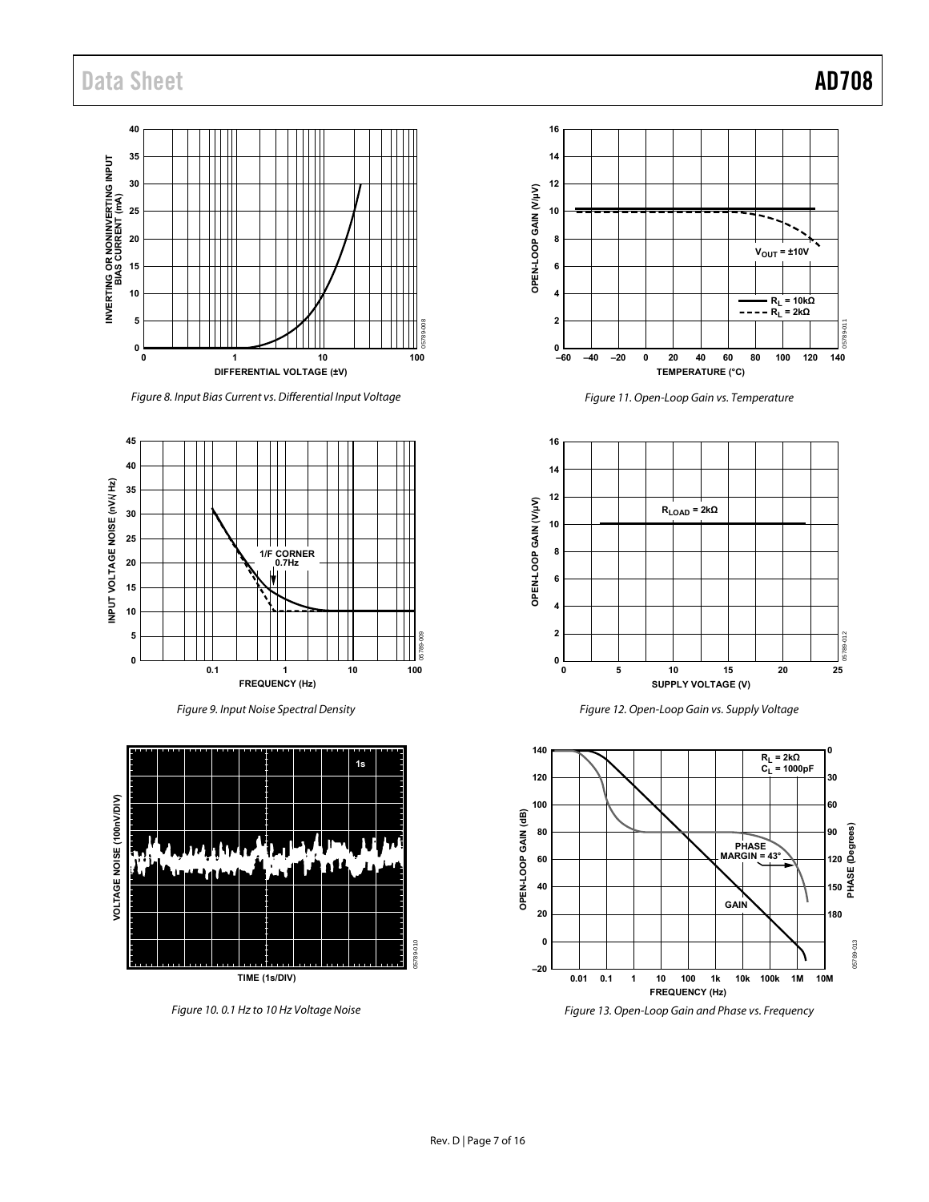Figure 8. Input Bias Current vs. Differential Input Voltage

Figure 9. Input Noise Spectral Density

Figure 10. 0.1 Hz to 10 Hz Voltage Noise

Figure 11. Open-Loop Gain vs. Temperature

Figure 12. Open-Loop Gain vs. Supply Voltage

Figure 13. Open-Loop Gain and Phase vs. Frequency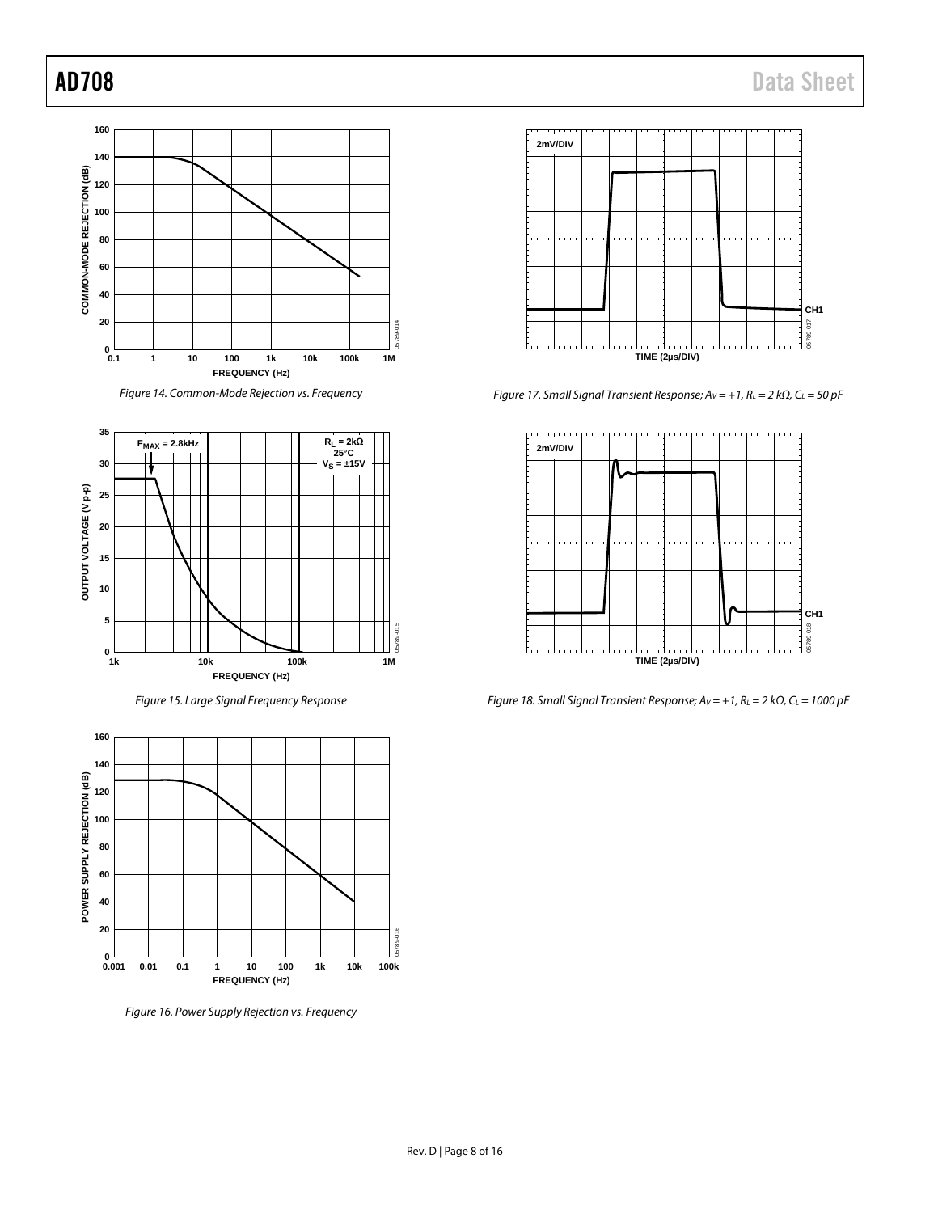Figure 14. Common-Mode Rejection vs. Frequency

Figure 15. Large Signal Frequency Response

Figure 16. Power Supply Rejection vs. Frequency

Figure 17. Small Signal Transient Response; $A_V = +1$, $R_L = 2\ k\Omega$, $C_L = 50\ pF$

Figure 18. Small Signal Transient Response; $A_V = +1$, $R_L = 2\ k\Omega$, $C_L = 1000\ pF$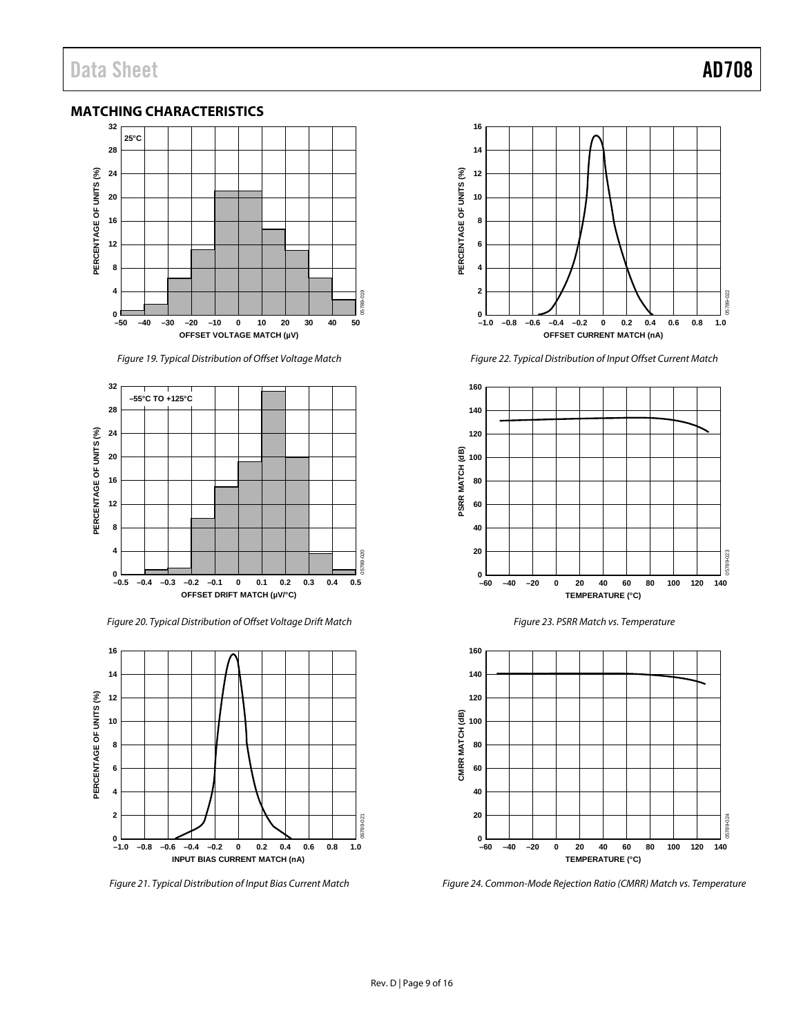## MATCHING CHARACTERISTICS

Figure 19. Typical Distribution of Offset Voltage Match

Figure 20. Typical Distribution of Offset Voltage Drift Match

Figure 21. Typical Distribution of Input Bias Current Match

Figure 22. Typical Distribution of Input Offset Current Match

Figure 23. PSRR Match vs. Temperature

Figure 24. Common-Mode Rejection Ratio (CMRR) Match vs. Temperature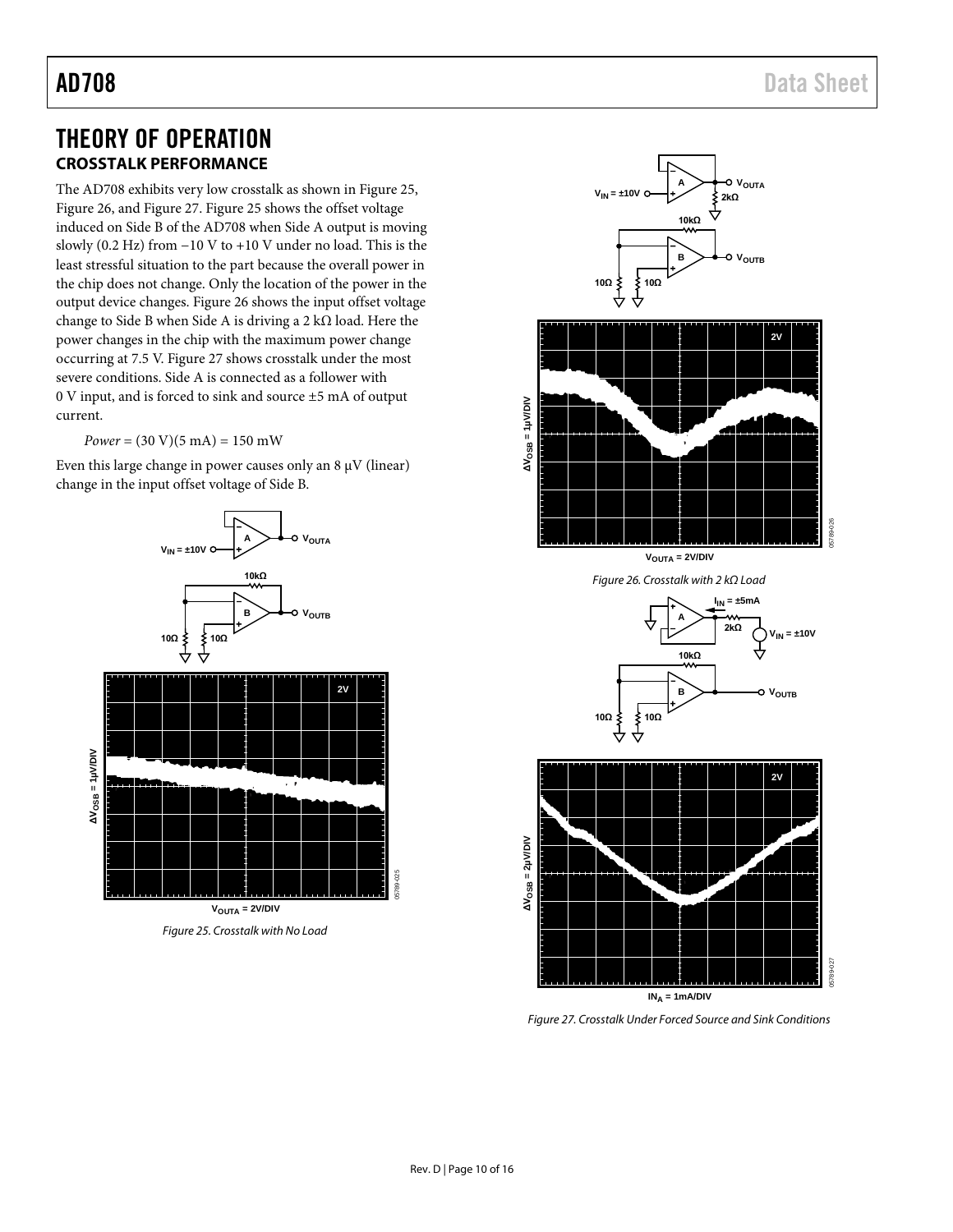# THEORY OF OPERATION

## CROSSTALK PERFORMANCE

The AD708 exhibits very low crosstalk as shown in Figure 25, Figure 26, and Figure 27. Figure 25 shows the offset voltage induced on Side B of the AD708 when Side A output is moving slowly (0.2 Hz) from −10 V to +10 V under no load. This is the least stressful situation to the part because the overall power in the chip does not change. Only the location of the power in the output device changes. Figure 26 shows the input offset voltage change to Side B when Side A is driving a 2 kΩ load. Here the power changes in the chip with the maximum power change occurring at 7.5 V. Figure 27 shows crosstalk under the most severe conditions. Side A is connected as a follower with 0 V input, and is forced to sink and source ±5 mA of output current.

$$Power = (30\ V)(5\ mA) = 150\ mW$$

Even this large change in power causes only an 8 μV (linear) change in the input offset voltage of Side B.

*Figure 25. Crosstalk with No Load*

*Figure 26. Crosstalk with 2 kΩ Load*

*Figure 27. Crosstalk Under Forced Source and Sink Conditions*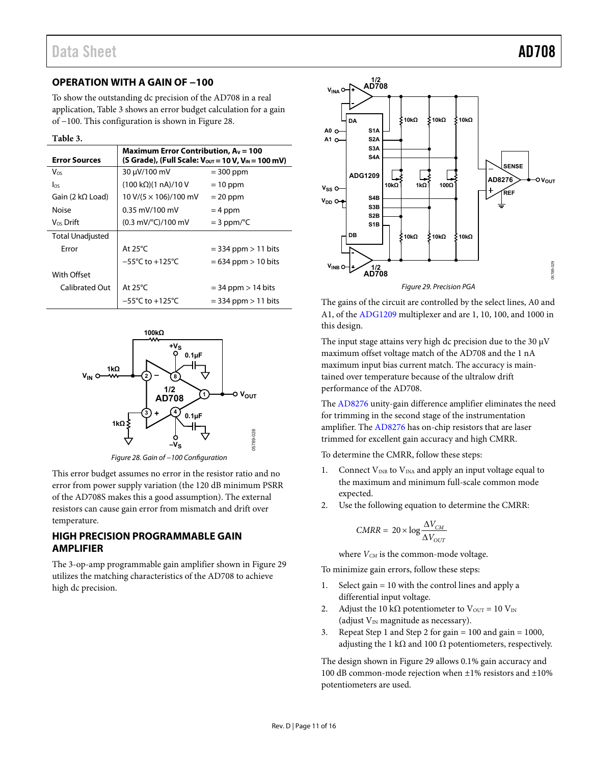## OPERATION WITH A GAIN OF −100

To show the outstanding dc precision of the AD708 in a real application, Table 3 shows an error budget calculation for a gain of −100. This configuration is shown in Figure 28.

**Table 3.**

| Error Sources | Maximum Error Contribution, $A_V$ = 100 (S Grade), (Full Scale: $V_{OUT}$ = 10 V, $V_{IN}$ = 100 mV) | |
|---|---|---|
| $V_{OS}$ | 30 μV/100 mV | = 300 ppm |
| $I_{OS}$ | (100 kΩ)(1 nA)/10 V | = 10 ppm |
| Gain (2 kΩ Load) | 10 V/(5 × 106)/100 mV | = 20 ppm |
| Noise | 0.35 mV/100 mV | = 4 ppm |
| $V_{OS}$ Drift | (0.3 mV/°C)/100 mV | = 3 ppm/°C |
| Total Unadjusted Error | At 25°C | = 334 ppm > 11 bits |
| | −55°C to +125°C | = 634 ppm > 10 bits |
| With Offset Calibrated Out | At 25°C | = 34 ppm > 14 bits |
| | −55°C to +125°C | = 334 ppm > 11 bits |

Figure 28. Gain of −100 Configuration

This error budget assumes no error in the resistor ratio and no error from power supply variation (the 120 dB minimum PSRR of the AD708S makes this a good assumption). The external resistors can cause gain error from mismatch and drift over temperature.

## HIGH PRECISION PROGRAMMABLE GAIN AMPLIFIER

The 3-op-amp programmable gain amplifier shown in Figure 29 utilizes the matching characteristics of the AD708 to achieve high dc precision.

Figure 29. Precision PGA

The gains of the circuit are controlled by the select lines, A0 and A1, of the ADG1209 multiplexer and are 1, 10, 100, and 1000 in this design.

The input stage attains very high dc precision due to the 30 μV maximum offset voltage match of the AD708 and the 1 nA maximum input bias current match. The accuracy is maintained over temperature because of the ultralow drift performance of the AD708.

The AD8276 unity-gain difference amplifier eliminates the need for trimming in the second stage of the instrumentation amplifier. The AD8276 has on-chip resistors that are laser trimmed for excellent gain accuracy and high CMRR.

To determine the CMRR, follow these steps:

1. Connect $V_{INB}$ to $V_{INA}$ and apply an input voltage equal to the maximum and minimum full-scale common mode expected.
2. Use the following equation to determine the CMRR:

$$CMRR = 20 \times \log \frac{\Delta V_{CM}}{\Delta V_{OUT}}$$

where $V_{CM}$ is the common-mode voltage.

To minimize gain errors, follow these steps:

1. Select gain = 10 with the control lines and apply a differential input voltage.
2. Adjust the 10 kΩ potentiometer to $V_{OUT}$ = 10 $V_{IN}$ (adjust $V_{IN}$ magnitude as necessary).
3. Repeat Step 1 and Step 2 for gain = 100 and gain = 1000, adjusting the 1 kΩ and 100 Ω potentiometers, respectively.

The design shown in Figure 29 allows 0.1% gain accuracy and 100 dB common-mode rejection when ±1% resistors and ±10% potentiometers are used.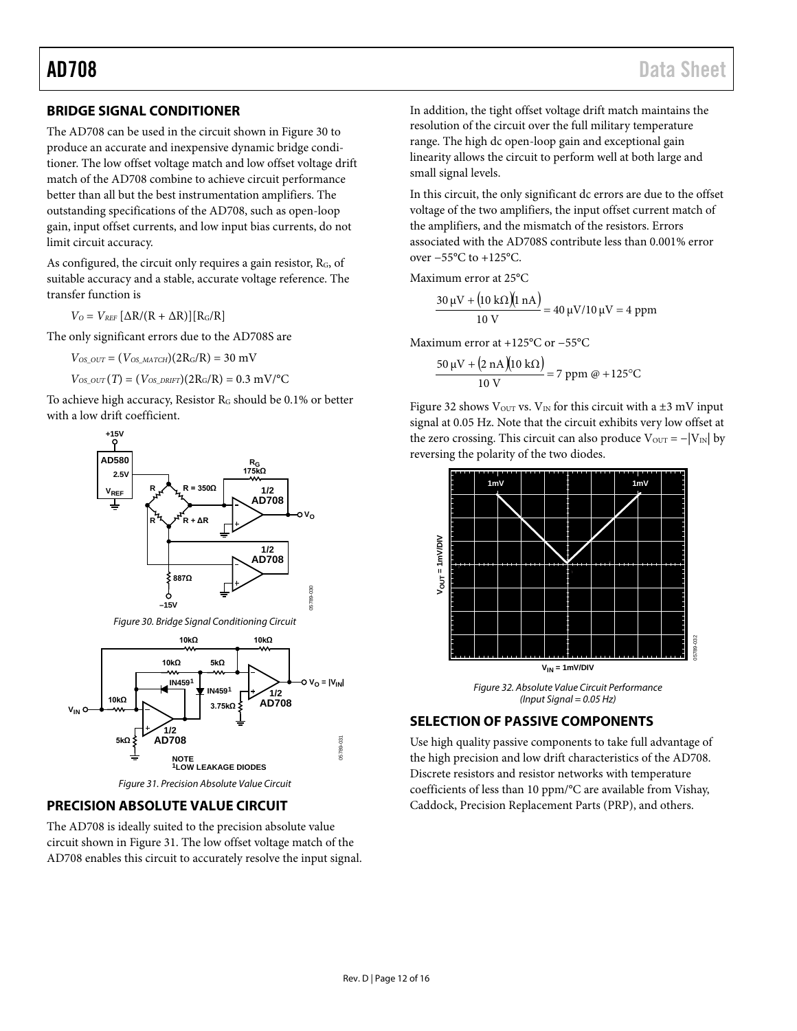## BRIDGE SIGNAL CONDITIONER

The AD708 can be used in the circuit shown in Figure 30 to produce an accurate and inexpensive dynamic bridge conditioner. The low offset voltage match and low offset voltage drift match of the AD708 combine to achieve circuit performance better than all but the best instrumentation amplifiers. The outstanding specifications of the AD708, such as open-loop gain, input offset currents, and low input bias currents, do not limit circuit accuracy.

As configured, the circuit only requires a gain resistor, $R_G$, of suitable accuracy and a stable, accurate voltage reference. The transfer function is

$$V_O = V_{REF}\,[\Delta R/(R + \Delta R)][R_G/R]$$

The only significant errors due to the AD708S are

$$V_{OS\_OUT} = (V_{OS\_MATCH})(2R_G/R) = 30 \text{ mV}$$

$$V_{OS\_OUT}(T) = (V_{OS\_DRIFT})(2R_G/R) = 0.3 \text{ mV/°C}$$

To achieve high accuracy, Resistor $R_G$ should be 0.1% or better with a low drift coefficient.

*Figure 30. Bridge Signal Conditioning Circuit*

*Figure 31. Precision Absolute Value Circuit*

## PRECISION ABSOLUTE VALUE CIRCUIT

The AD708 is ideally suited to the precision absolute value circuit shown in Figure 31. The low offset voltage match of the AD708 enables this circuit to accurately resolve the input signal. In addition, the tight offset voltage drift match maintains the resolution of the circuit over the full military temperature range. The high dc open-loop gain and exceptional gain linearity allows the circuit to perform well at both large and small signal levels.

In this circuit, the only significant dc errors are due to the offset voltage of the two amplifiers, the input offset current match of the amplifiers, and the mismatch of the resistors. Errors associated with the AD708S contribute less than 0.001% error over −55°C to +125°C.

Maximum error at 25°C

$$\frac{30\ \mu\text{V} + (10\ \text{k}\Omega)(1\ \text{nA})}{10\ \text{V}} = 40\ \mu\text{V}/10\ \mu\text{V} = 4\ \text{ppm}$$

Maximum error at +125°C or −55°C

$$\frac{50\ \mu\text{V} + (2\ \text{nA})(10\ \text{k}\Omega)}{10\ \text{V}} = 7\ \text{ppm @ } +125°\text{C}$$

Figure 32 shows $V_{OUT}$ vs. $V_{IN}$ for this circuit with a ±3 mV input signal at 0.05 Hz. Note that the circuit exhibits very low offset at the zero crossing. This circuit can also produce $V_{OUT} = -|V_{IN}|$ by reversing the polarity of the two diodes.

*Figure 32. Absolute Value Circuit Performance (Input Signal = 0.05 Hz)*

## SELECTION OF PASSIVE COMPONENTS

Use high quality passive components to take full advantage of the high precision and low drift characteristics of the AD708. Discrete resistors and resistor networks with temperature coefficients of less than 10 ppm/°C are available from Vishay, Caddock, Precision Replacement Parts (PRP), and others.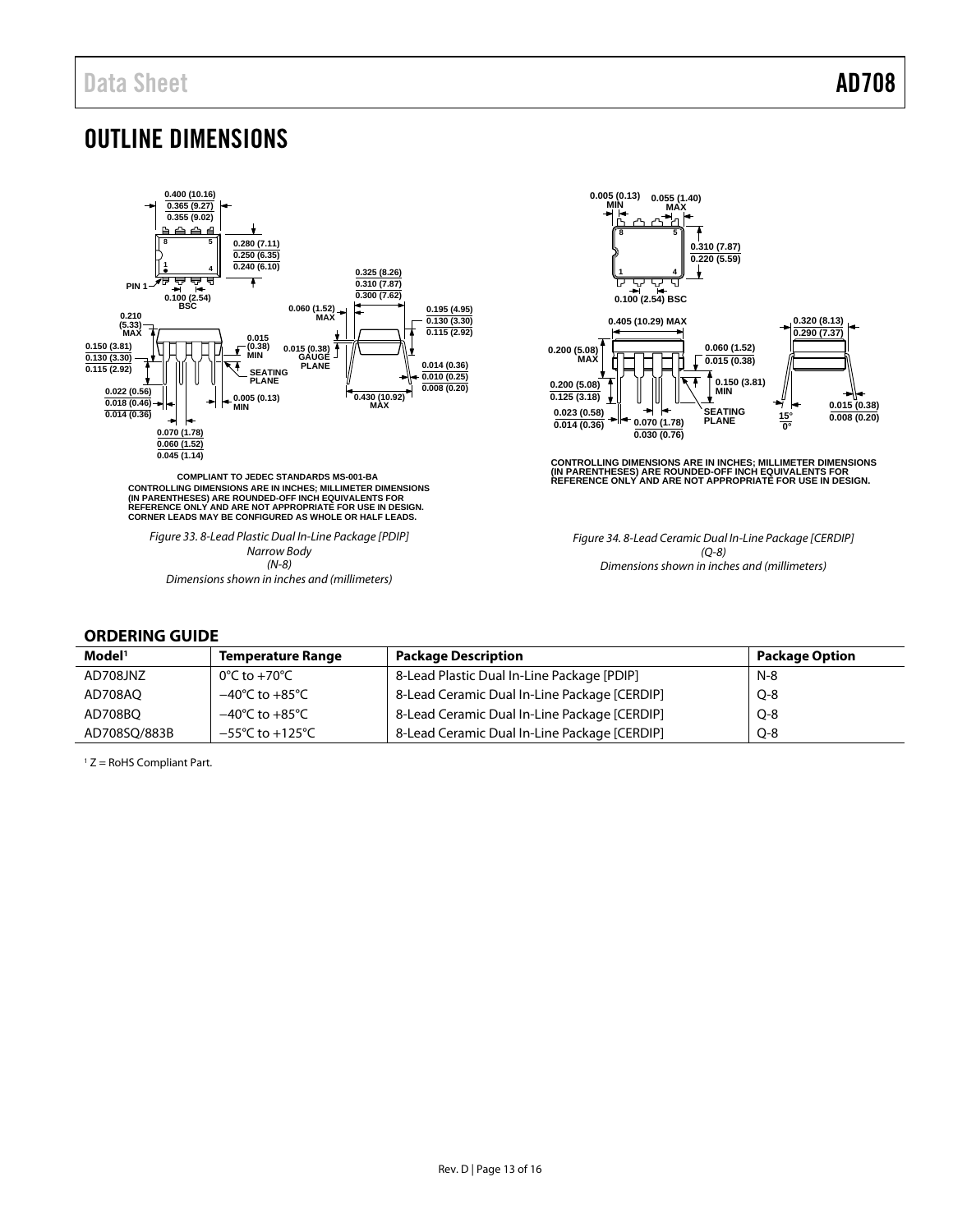# OUTLINE DIMENSIONS

COMPLIANT TO JEDEC STANDARDS MS-001-BA
CONTROLLING DIMENSIONS ARE IN INCHES; MILLIMETER DIMENSIONS (IN PARENTHESES) ARE ROUNDED-OFF INCH EQUIVALENTS FOR REFERENCE ONLY AND ARE NOT APPROPRIATE FOR USE IN DESIGN.
CORNER LEADS MAY BE CONFIGURED AS WHOLE OR HALF LEADS.

*Figure 33. 8-Lead Plastic Dual In-Line Package [PDIP] Narrow Body (N-8) Dimensions shown in inches and (millimeters)*

CONTROLLING DIMENSIONS ARE IN INCHES; MILLIMETER DIMENSIONS (IN PARENTHESES) ARE ROUNDED-OFF INCH EQUIVALENTS FOR REFERENCE ONLY AND ARE NOT APPROPRIATE FOR USE IN DESIGN.

*Figure 34. 8-Lead Ceramic Dual In-Line Package [CERDIP] (Q-8) Dimensions shown in inches and (millimeters)*

## ORDERING GUIDE

| Model[1] | Temperature Range | Package Description | Package Option |
|---|---|---|---|
| AD708JNZ | 0°C to +70°C | 8-Lead Plastic Dual In-Line Package [PDIP] | N-8 |
| AD708AQ | −40°C to +85°C | 8-Lead Ceramic Dual In-Line Package [CERDIP] | Q-8 |
| AD708BQ | −40°C to +85°C | 8-Lead Ceramic Dual In-Line Package [CERDIP] | Q-8 |
| AD708SQ/883B | −55°C to +125°C | 8-Lead Ceramic Dual In-Line Package [CERDIP] | Q-8 |

[1] Z = RoHS Compliant Part.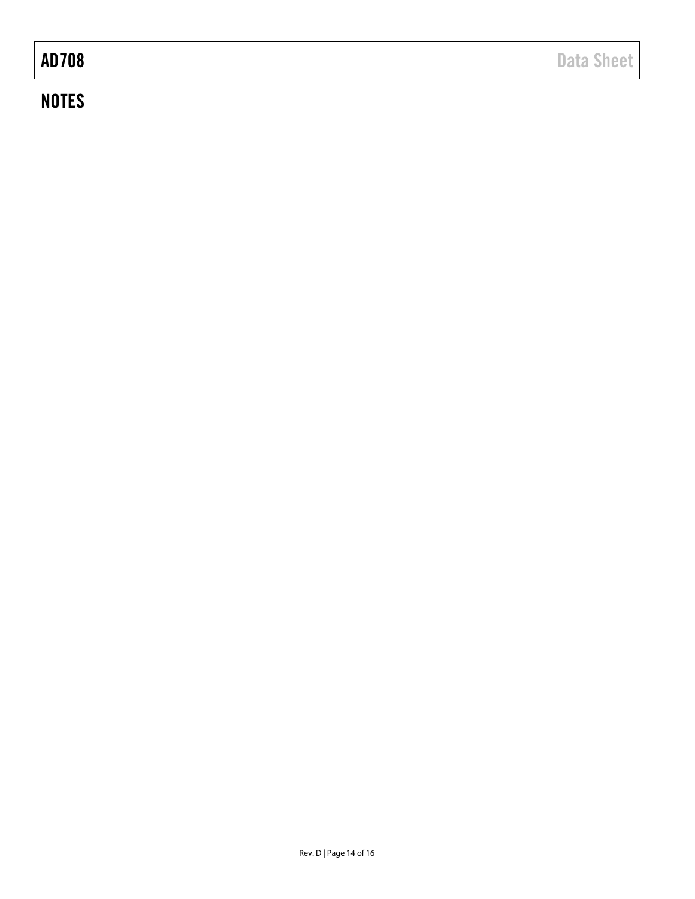## NOTES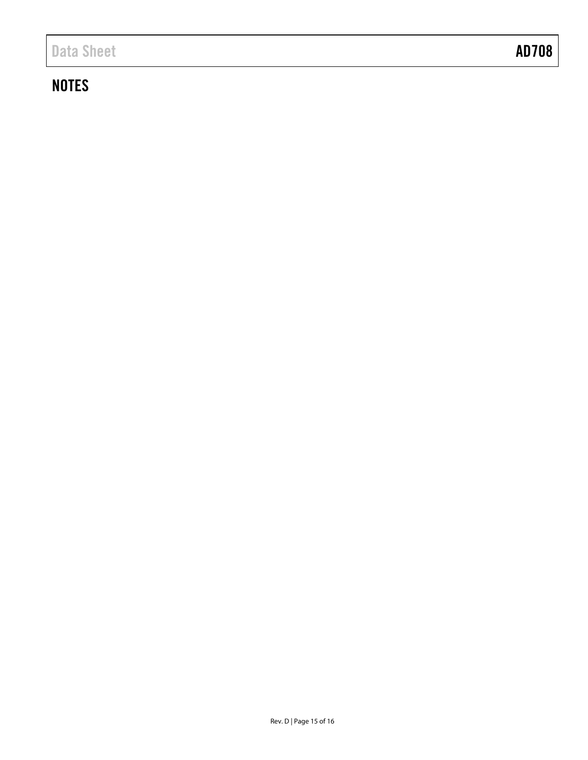## NOTES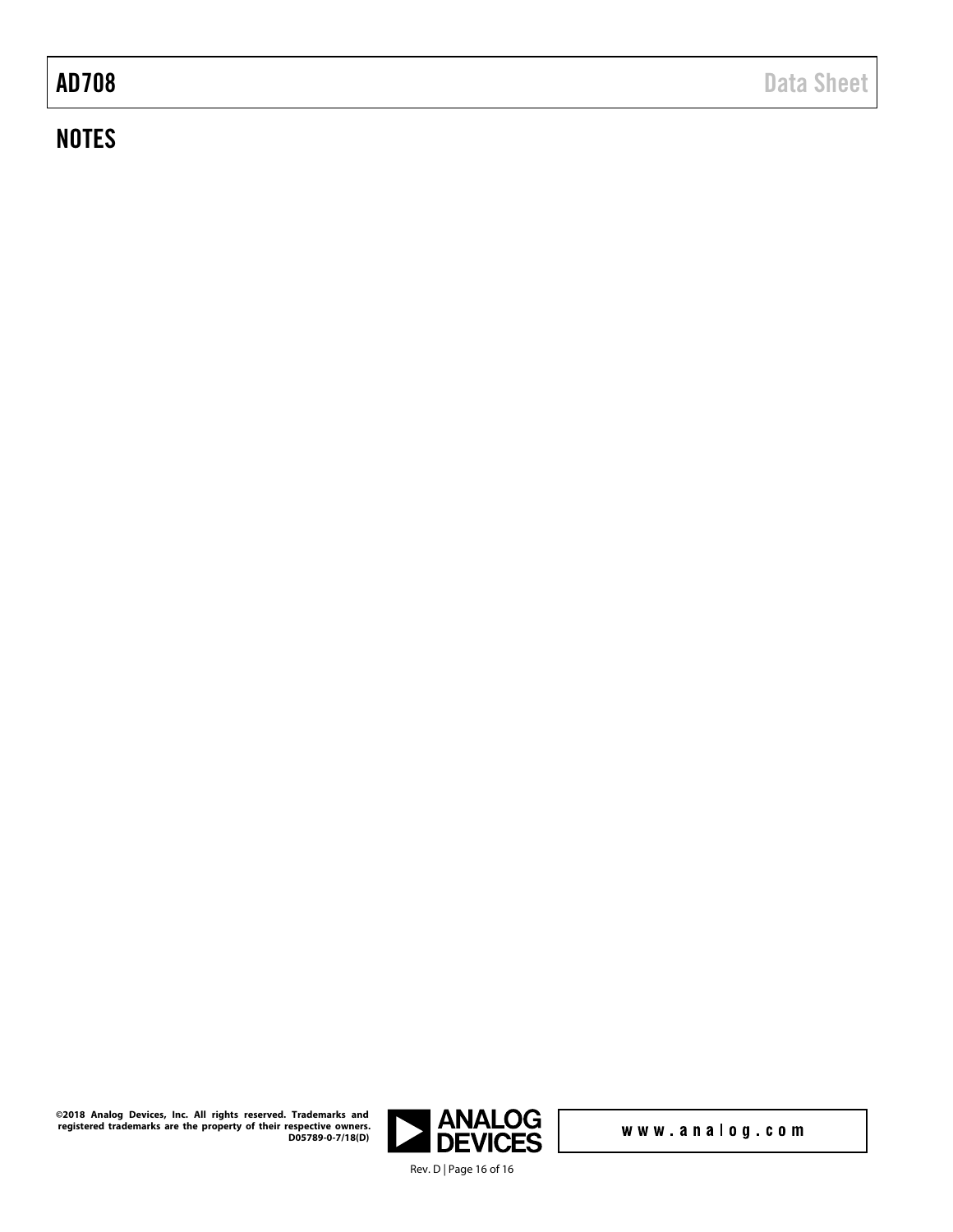## NOTES

©2018 Analog Devices, Inc. All rights reserved. Trademarks and registered trademarks are the property of their respective owners. D05789-0-7/18(D)

www.analog.com